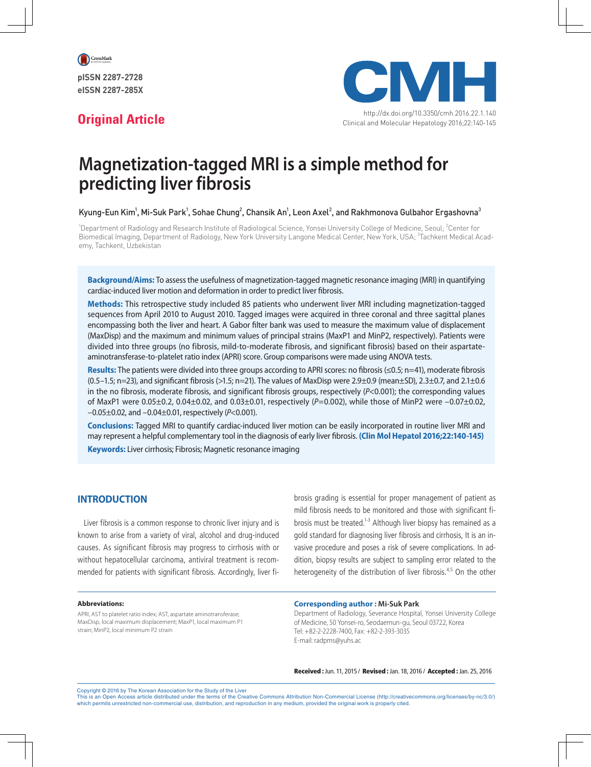pISSN 2287-2728
eISSN 2287-285X

**Original Article**

http://dx.doi.org/10.3350/cmh.2016.22.1.140
Clinical and Molecular Hepatology 2016;22:140-145

# Magnetization-tagged MRI is a simple method for predicting liver fibrosis

Kyung-Eun Kim[1], Mi-Suk Park[1], Sohae Chung[2], Chansik An[1], Leon Axel[2], and Rakhmonova Gulbahor Ergashovna[3]

[1]Department of Radiology and Research Institute of Radiological Science, Yonsei University College of Medicine, Seoul; [2]Center for Biomedical Imaging, Department of Radiology, New York University Langone Medical Center, New York, USA; [3]Tachkent Medical Academy, Tachkent, Uzbekistan

**Background/Aims:** To assess the usefulness of magnetization-tagged magnetic resonance imaging (MRI) in quantifying cardiac-induced liver motion and deformation in order to predict liver fibrosis.

**Methods:** This retrospective study included 85 patients who underwent liver MRI including magnetization-tagged sequences from April 2010 to August 2010. Tagged images were acquired in three coronal and three sagittal planes encompassing both the liver and heart. A Gabor filter bank was used to measure the maximum value of displacement (MaxDisp) and the maximum and minimum values of principal strains (MaxP1 and MinP2, respectively). Patients were divided into three groups (no fibrosis, mild-to-moderate fibrosis, and significant fibrosis groups) based on their aspartate-aminotransferase-to-platelet ratio index (APRI) score. Group comparisons were made using ANOVA tests.

**Results:** The patients were divided into three groups according to APRI scores: no fibrosis (≤0.5; n=41), moderate fibrosis (0.5–1.5; n=23), and significant fibrosis (>1.5; n=21). The values of MaxDisp were 2.9±0.9 (mean±SD), 2.3±0.7, and 2.1±0.6 in the no fibrosis, moderate fibrosis, and significant fibrosis groups, respectively ($P$<0.001); the corresponding values of MaxP1 were 0.05±0.2, 0.04±0.02, and 0.03±0.01, respectively ($P$=0.002), while those of MinP2 were −0.07±0.02, −0.05±0.02, and −0.04±0.01, respectively ($P$<0.001).

**Conclusions:** Tagged MRI to quantify cardiac-induced liver motion can be easily incorporated in routine liver MRI and may represent a helpful complementary tool in the diagnosis of early liver fibrosis. **(Clin Mol Hepatol 2016;22:140-145)**

**Keywords:** Liver cirrhosis; Fibrosis; Magnetic resonance imaging

## INTRODUCTION

Liver fibrosis is a common response to chronic liver injury and is known to arise from a variety of viral, alcohol and drug-induced causes. As significant fibrosis may progress to cirrhosis with or without hepatocellular carcinoma, antiviral treatment is recommended for patients with significant fibrosis. Accordingly, liver fibrosis grading is essential for proper management of patient as mild fibrosis needs to be monitored and those with significant fibrosis must be treated.[1-3] Although liver biopsy has remained as a gold standard for diagnosing liver fibrosis and cirrhosis, It is an invasive procedure and poses a risk of severe complications. In addition, biopsy results are subject to sampling error related to the heterogeneity of the distribution of liver fibrosis.[4,5] On the other

**Abbreviations:**
APRI, AST to platelet ratio index; AST, aspartate aminotransferase; MaxDisp, local maximum displacement; MaxP1, local maximum P1 strain; MinP2, local minimum P2 strain

**Corresponding author : Mi-Suk Park**
Department of Radiology, Severance Hospital, Yonsei University College of Medicine, 50 Yonsei-ro, Seodaemun-gu, Seoul 03722, Korea
Tel: +82-2-2228-7400, Fax: +82-2-393-3035
E-mail: radpms@yuhs.ac

**Received :** Jun. 11, 2015 / **Revised :** Jan. 18, 2016 / **Accepted :** Jan. 25, 2016

Copyright © 2016 by The Korean Association for the Study of the Liver
This is an Open Access article distributed under the terms of the Creative Commons Attribution Non-Commercial License (http://creativecommons.org/licenses/by-nc/3.0/) which permits unrestricted non-commercial use, distribution, and reproduction in any medium, provided the original work is properly cited.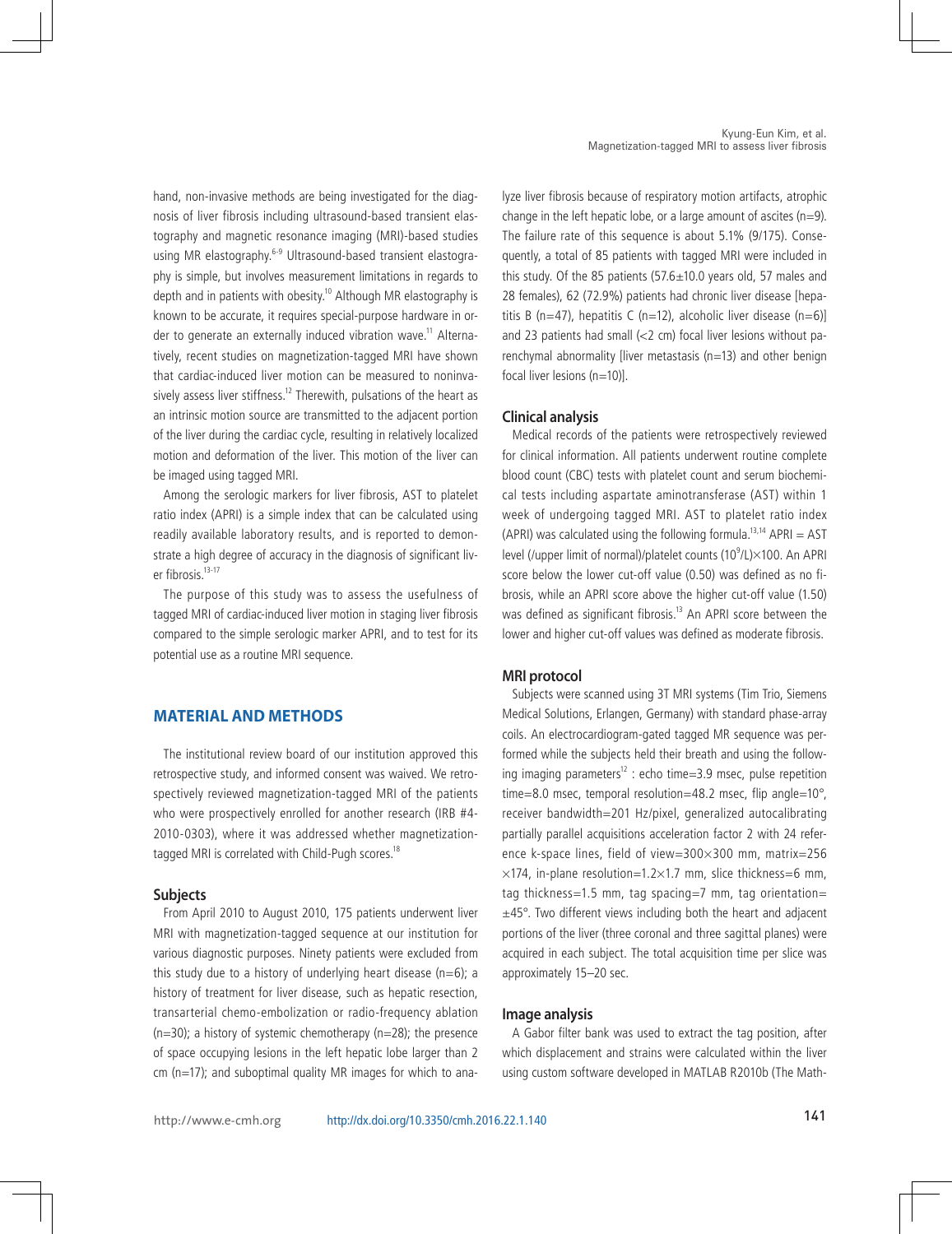hand, non-invasive methods are being investigated for the diagnosis of liver fibrosis including ultrasound-based transient elastography and magnetic resonance imaging (MRI)-based studies using MR elastography.[6-9] Ultrasound-based transient elastography is simple, but involves measurement limitations in regards to depth and in patients with obesity.[10] Although MR elastography is known to be accurate, it requires special-purpose hardware in order to generate an externally induced vibration wave.[11] Alternatively, recent studies on magnetization-tagged MRI have shown that cardiac-induced liver motion can be measured to noninvasively assess liver stiffness.[12] Therewith, pulsations of the heart as an intrinsic motion source are transmitted to the adjacent portion of the liver during the cardiac cycle, resulting in relatively localized motion and deformation of the liver. This motion of the liver can be imaged using tagged MRI.

Among the serologic markers for liver fibrosis, AST to platelet ratio index (APRI) is a simple index that can be calculated using readily available laboratory results, and is reported to demonstrate a high degree of accuracy in the diagnosis of significant liver fibrosis.[13-17]

The purpose of this study was to assess the usefulness of tagged MRI of cardiac-induced liver motion in staging liver fibrosis compared to the simple serologic marker APRI, and to test for its potential use as a routine MRI sequence.

## MATERIAL AND METHODS

The institutional review board of our institution approved this retrospective study, and informed consent was waived. We retrospectively reviewed magnetization-tagged MRI of the patients who were prospectively enrolled for another research (IRB #4-2010-0303), where it was addressed whether magnetization-tagged MRI is correlated with Child-Pugh scores.[18]

### Subjects

From April 2010 to August 2010, 175 patients underwent liver MRI with magnetization-tagged sequence at our institution for various diagnostic purposes. Ninety patients were excluded from this study due to a history of underlying heart disease (n=6); a history of treatment for liver disease, such as hepatic resection, transarterial chemo-embolization or radio-frequency ablation (n=30); a history of systemic chemotherapy (n=28); the presence of space occupying lesions in the left hepatic lobe larger than 2 cm (n=17); and suboptimal quality MR images for which to analyze liver fibrosis because of respiratory motion artifacts, atrophic change in the left hepatic lobe, or a large amount of ascites (n=9). The failure rate of this sequence is about 5.1% (9/175). Consequently, a total of 85 patients with tagged MRI were included in this study. Of the 85 patients (57.6±10.0 years old, 57 males and 28 females), 62 (72.9%) patients had chronic liver disease [hepatitis B (n=47), hepatitis C (n=12), alcoholic liver disease (n=6)] and 23 patients had small (<2 cm) focal liver lesions without parenchymal abnormality [liver metastasis (n=13) and other benign focal liver lesions (n=10)].

### Clinical analysis

Medical records of the patients were retrospectively reviewed for clinical information. All patients underwent routine complete blood count (CBC) tests with platelet count and serum biochemical tests including aspartate aminotransferase (AST) within 1 week of undergoing tagged MRI. AST to platelet ratio index (APRI) was calculated using the following formula.[13,14] APRI = AST level (/upper limit of normal)/platelet counts ($10^9$/L)×100. An APRI score below the lower cut-off value (0.50) was defined as no fibrosis, while an APRI score above the higher cut-off value (1.50) was defined as significant fibrosis.[13] An APRI score between the lower and higher cut-off values was defined as moderate fibrosis.

### MRI protocol

Subjects were scanned using 3T MRI systems (Tim Trio, Siemens Medical Solutions, Erlangen, Germany) with standard phase-array coils. An electrocardiogram-gated tagged MR sequence was performed while the subjects held their breath and using the following imaging parameters[12] : echo time=3.9 msec, pulse repetition time=8.0 msec, temporal resolution=48.2 msec, flip angle=10°, receiver bandwidth=201 Hz/pixel, generalized autocalibrating partially parallel acquisitions acceleration factor 2 with 24 reference k-space lines, field of view=300×300 mm, matrix=256×174, in-plane resolution=1.2×1.7 mm, slice thickness=6 mm, tag thickness=1.5 mm, tag spacing=7 mm, tag orientation=±45°. Two different views including both the heart and adjacent portions of the liver (three coronal and three sagittal planes) were acquired in each subject. The total acquisition time per slice was approximately 15–20 sec.

### Image analysis

A Gabor filter bank was used to extract the tag position, after which displacement and strains were calculated within the liver using custom software developed in MATLAB R2010b (The Math-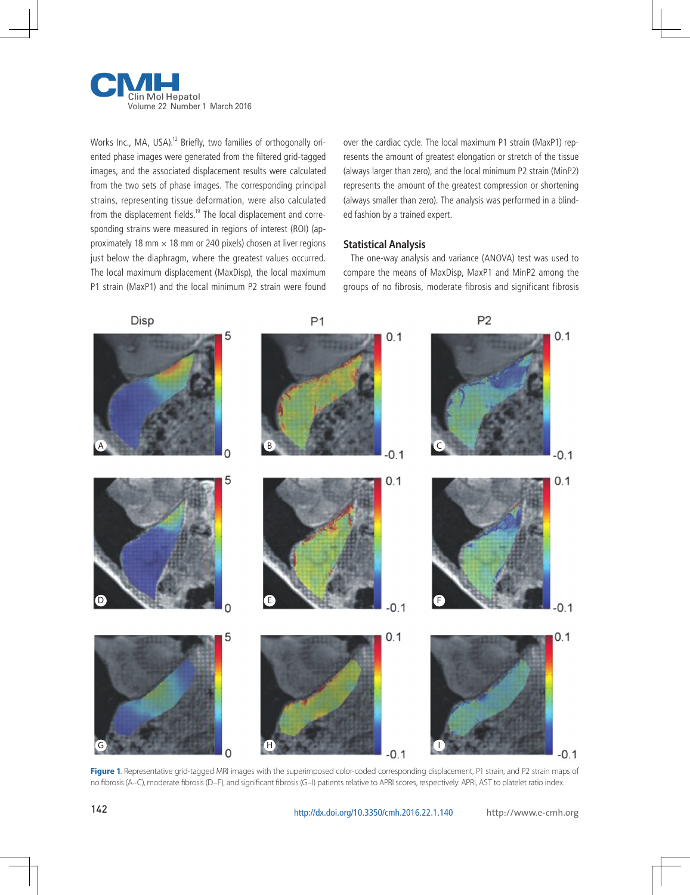Works Inc., MA, USA).[12] Briefly, two families of orthogonally oriented phase images were generated from the filtered grid-tagged images, and the associated displacement results were calculated from the two sets of phase images. The corresponding principal strains, representing tissue deformation, were also calculated from the displacement fields.[19] The local displacement and corresponding strains were measured in regions of interest (ROI) (approximately 18 mm × 18 mm or 240 pixels) chosen at liver regions just below the diaphragm, where the greatest values occurred. The local maximum displacement (MaxDisp), the local maximum P1 strain (MaxP1) and the local minimum P2 strain were found over the cardiac cycle. The local maximum P1 strain (MaxP1) represents the amount of greatest elongation or stretch of the tissue (always larger than zero), and the local minimum P2 strain (MinP2) represents the amount of the greatest compression or shortening (always smaller than zero). The analysis was performed in a blinded fashion by a trained expert.

## Statistical Analysis

The one-way analysis and variance (ANOVA) test was used to compare the means of MaxDisp, MaxP1 and MinP2 among the groups of no fibrosis, moderate fibrosis and significant fibrosis

**Figure 1.** Representative grid-tagged MRI images with the superimposed color-coded corresponding displacement, P1 strain, and P2 strain maps of no fibrosis (A–C), moderate fibrosis (D–F), and significant fibrosis (G–I) patients relative to APRI scores, respectively. APRI, AST to platelet ratio index.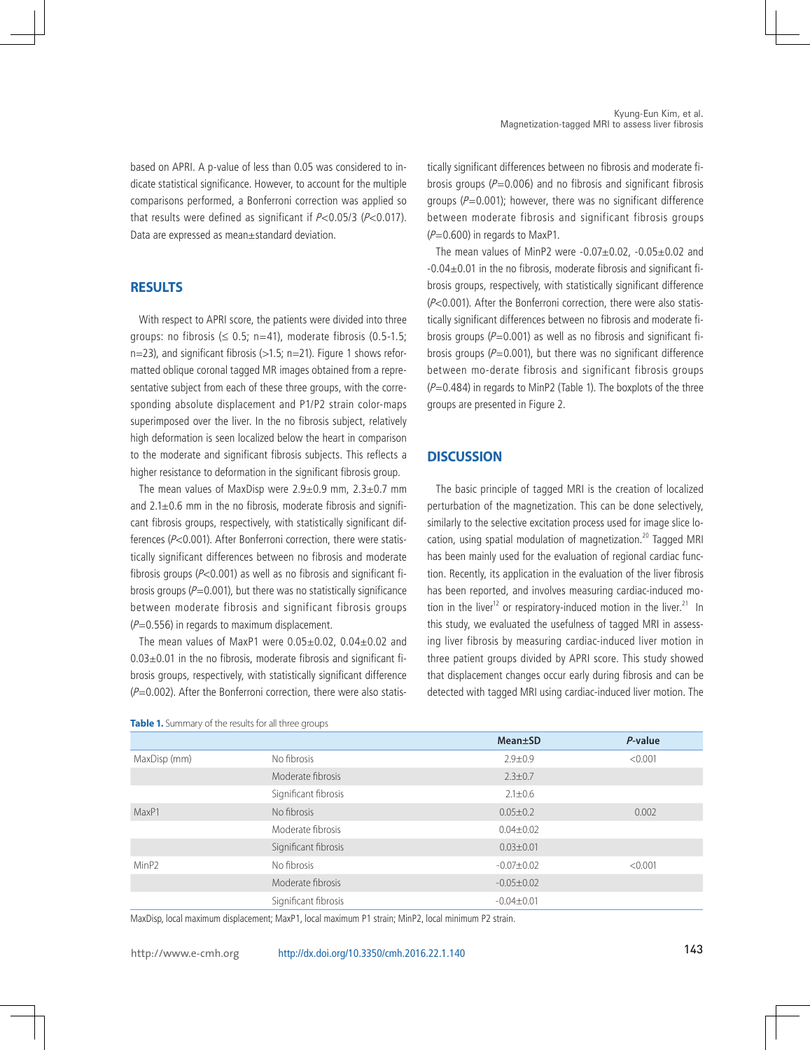based on APRI. A p-value of less than 0.05 was considered to indicate statistical significance. However, to account for the multiple comparisons performed, a Bonferroni correction was applied so that results were defined as significant if $P<0.05/3$ ($P<0.017$). Data are expressed as mean±standard deviation.

## RESULTS

With respect to APRI score, the patients were divided into three groups: no fibrosis (≤ 0.5; n=41), moderate fibrosis (0.5-1.5; n=23), and significant fibrosis (>1.5; n=21). Figure 1 shows reformatted oblique coronal tagged MR images obtained from a representative subject from each of these three groups, with the corresponding absolute displacement and P1/P2 strain color-maps superimposed over the liver. In the no fibrosis subject, relatively high deformation is seen localized below the heart in comparison to the moderate and significant fibrosis subjects. This reflects a higher resistance to deformation in the significant fibrosis group.

The mean values of MaxDisp were 2.9±0.9 mm, 2.3±0.7 mm and 2.1±0.6 mm in the no fibrosis, moderate fibrosis and significant fibrosis groups, respectively, with statistically significant differences ($P<0.001$). After Bonferroni correction, there were statistically significant differences between no fibrosis and moderate fibrosis groups ($P<0.001$) as well as no fibrosis and significant fibrosis groups ($P=0.001$), but there was no statistically significance between moderate fibrosis and significant fibrosis groups ($P=0.556$) in regards to maximum displacement.

The mean values of MaxP1 were 0.05±0.02, 0.04±0.02 and 0.03±0.01 in the no fibrosis, moderate fibrosis and significant fibrosis groups, respectively, with statistically significant difference ($P=0.002$). After the Bonferroni correction, there were also statistically significant differences between no fibrosis and moderate fibrosis groups ($P=0.006$) and no fibrosis and significant fibrosis groups ($P=0.001$); however, there was no significant difference between moderate fibrosis and significant fibrosis groups ($P=0.600$) in regards to MaxP1.

The mean values of MinP2 were -0.07±0.02, -0.05±0.02 and -0.04±0.01 in the no fibrosis, moderate fibrosis and significant fibrosis groups, respectively, with statistically significant difference ($P<0.001$). After the Bonferroni correction, there were also statistically significant differences between no fibrosis and moderate fibrosis groups ($P=0.001$) as well as no fibrosis and significant fibrosis groups ($P=0.001$), but there was no significant difference between mo-derate fibrosis and significant fibrosis groups ($P=0.484$) in regards to MinP2 (Table 1). The boxplots of the three groups are presented in Figure 2.

## DISCUSSION

The basic principle of tagged MRI is the creation of localized perturbation of the magnetization. This can be done selectively, similarly to the selective excitation process used for image slice location, using spatial modulation of magnetization.[20] Tagged MRI has been mainly used for the evaluation of regional cardiac function. Recently, its application in the evaluation of the liver fibrosis has been reported, and involves measuring cardiac-induced motion in the liver[12] or respiratory-induced motion in the liver.[21] In this study, we evaluated the usefulness of tagged MRI in assessing liver fibrosis by measuring cardiac-induced liver motion in three patient groups divided by APRI score. This study showed that displacement changes occur early during fibrosis and can be detected with tagged MRI using cardiac-induced liver motion. The

**Table 1.** Summary of the results for all three groups

| | | Mean±SD | *P*-value |
|---|---|---|---|
| MaxDisp (mm) | No fibrosis | 2.9±0.9 | <0.001 |
| | Moderate fibrosis | 2.3±0.7 | |
| | Significant fibrosis | 2.1±0.6 | |
| MaxP1 | No fibrosis | 0.05±0.2 | 0.002 |
| | Moderate fibrosis | 0.04±0.02 | |
| | Significant fibrosis | 0.03±0.01 | |
| MinP2 | No fibrosis | -0.07±0.02 | <0.001 |
| | Moderate fibrosis | -0.05±0.02 | |
| | Significant fibrosis | -0.04±0.01 | |

MaxDisp, local maximum displacement; MaxP1, local maximum P1 strain; MinP2, local minimum P2 strain.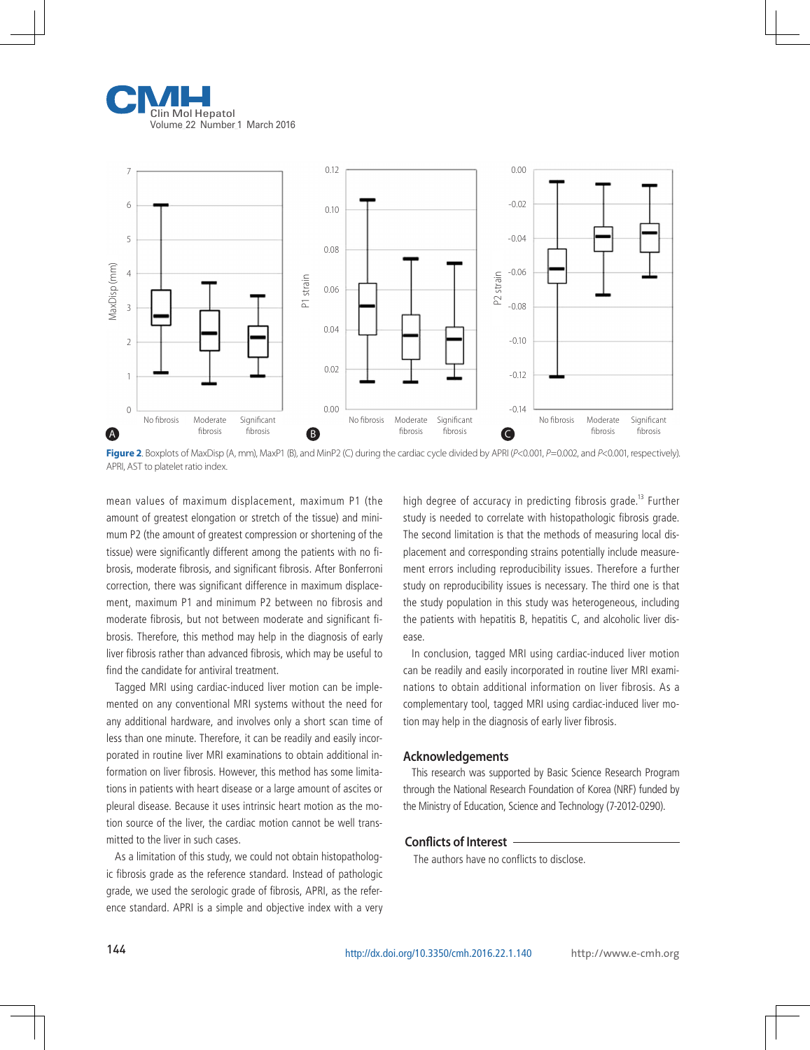Figure 2. Boxplots of MaxDisp (A, mm), MaxP1 (B), and MinP2 (C) during the cardiac cycle divided by APRI ($P$<0.001, $P$=0.002, and $P$<0.001, respectively). APRI, AST to platelet ratio index.

mean values of maximum displacement, maximum P1 (the amount of greatest elongation or stretch of the tissue) and minimum P2 (the amount of greatest compression or shortening of the tissue) were significantly different among the patients with no fibrosis, moderate fibrosis, and significant fibrosis. After Bonferroni correction, there was significant difference in maximum displacement, maximum P1 and minimum P2 between no fibrosis and moderate fibrosis, but not between moderate and significant fibrosis. Therefore, this method may help in the diagnosis of early liver fibrosis rather than advanced fibrosis, which may be useful to find the candidate for antiviral treatment.

Tagged MRI using cardiac-induced liver motion can be implemented on any conventional MRI systems without the need for any additional hardware, and involves only a short scan time of less than one minute. Therefore, it can be readily and easily incorporated in routine liver MRI examinations to obtain additional information on liver fibrosis. However, this method has some limitations in patients with heart disease or a large amount of ascites or pleural disease. Because it uses intrinsic heart motion as the motion source of the liver, the cardiac motion cannot be well transmitted to the liver in such cases.

As a limitation of this study, we could not obtain histopathologic fibrosis grade as the reference standard. Instead of pathologic grade, we used the serologic grade of fibrosis, APRI, as the reference standard. APRI is a simple and objective index with a very high degree of accuracy in predicting fibrosis grade.[13] Further study is needed to correlate with histopathologic fibrosis grade. The second limitation is that the methods of measuring local displacement and corresponding strains potentially include measurement errors including reproducibility issues. Therefore a further study on reproducibility issues is necessary. The third one is that the study population in this study was heterogeneous, including the patients with hepatitis B, hepatitis C, and alcoholic liver disease.

In conclusion, tagged MRI using cardiac-induced liver motion can be readily and easily incorporated in routine liver MRI examinations to obtain additional information on liver fibrosis. As a complementary tool, tagged MRI using cardiac-induced liver motion may help in the diagnosis of early liver fibrosis.

## Acknowledgements

This research was supported by Basic Science Research Program through the National Research Foundation of Korea (NRF) funded by the Ministry of Education, Science and Technology (7-2012-0290).

## Conflicts of Interest

The authors have no conflicts to disclose.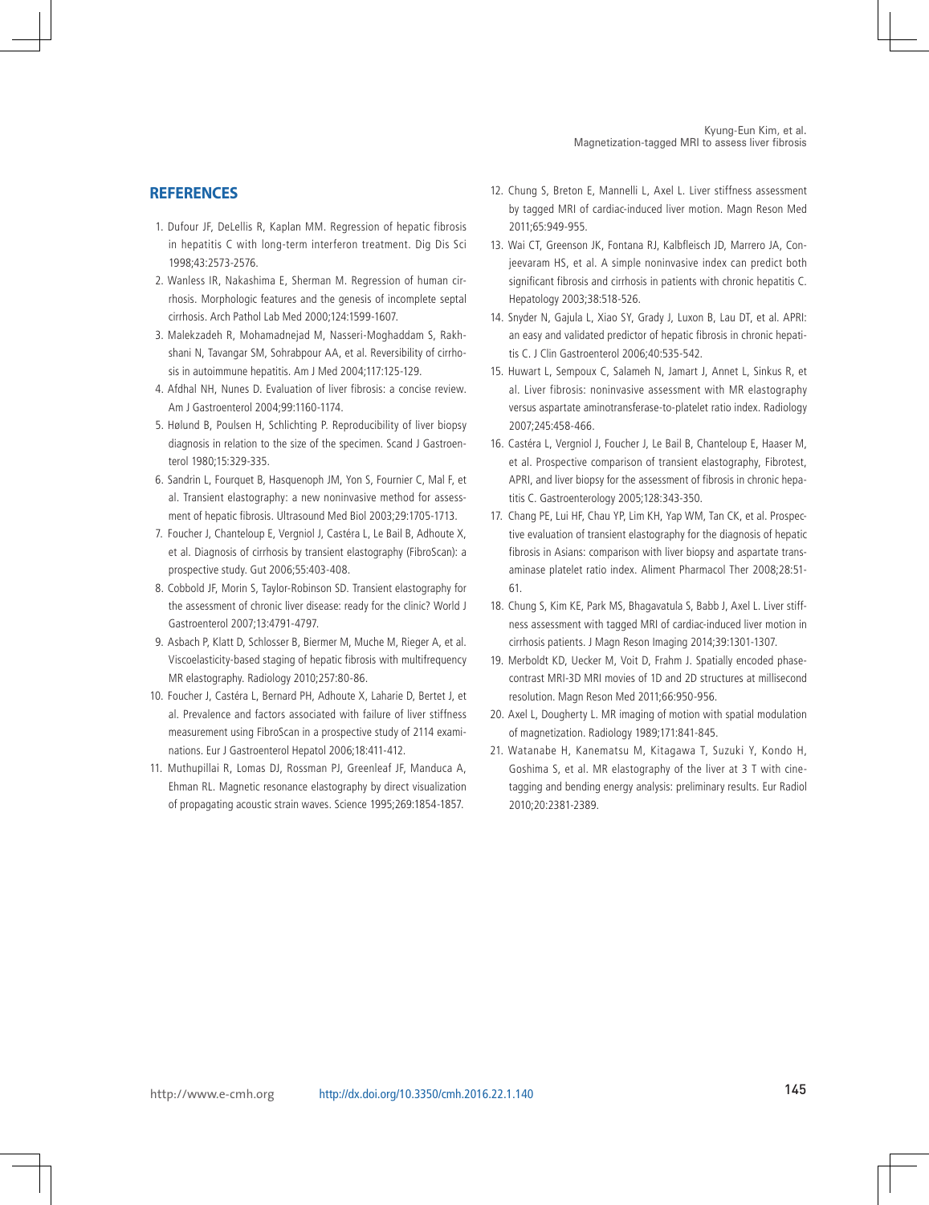## REFERENCES

1. Dufour JF, DeLellis R, Kaplan MM. Regression of hepatic fibrosis in hepatitis C with long-term interferon treatment. Dig Dis Sci 1998;43:2573-2576.
2. Wanless IR, Nakashima E, Sherman M. Regression of human cirrhosis. Morphologic features and the genesis of incomplete septal cirrhosis. Arch Pathol Lab Med 2000;124:1599-1607.
3. Malekzadeh R, Mohamadnejad M, Nasseri-Moghaddam S, Rakhshani N, Tavangar SM, Sohrabpour AA, et al. Reversibility of cirrhosis in autoimmune hepatitis. Am J Med 2004;117:125-129.
4. Afdhal NH, Nunes D. Evaluation of liver fibrosis: a concise review. Am J Gastroenterol 2004;99:1160-1174.
5. Hølund B, Poulsen H, Schlichting P. Reproducibility of liver biopsy diagnosis in relation to the size of the specimen. Scand J Gastroenterol 1980;15:329-335.
6. Sandrin L, Fourquet B, Hasquenoph JM, Yon S, Fournier C, Mal F, et al. Transient elastography: a new noninvasive method for assessment of hepatic fibrosis. Ultrasound Med Biol 2003;29:1705-1713.
7. Foucher J, Chanteloup E, Vergniol J, Castéra L, Le Bail B, Adhoute X, et al. Diagnosis of cirrhosis by transient elastography (FibroScan): a prospective study. Gut 2006;55:403-408.
8. Cobbold JF, Morin S, Taylor-Robinson SD. Transient elastography for the assessment of chronic liver disease: ready for the clinic? World J Gastroenterol 2007;13:4791-4797.
9. Asbach P, Klatt D, Schlosser B, Biermer M, Muche M, Rieger A, et al. Viscoelasticity-based staging of hepatic fibrosis with multifrequency MR elastography. Radiology 2010;257:80-86.
10. Foucher J, Castéra L, Bernard PH, Adhoute X, Laharie D, Bertet J, et al. Prevalence and factors associated with failure of liver stiffness measurement using FibroScan in a prospective study of 2114 examinations. Eur J Gastroenterol Hepatol 2006;18:411-412.
11. Muthupillai R, Lomas DJ, Rossman PJ, Greenleaf JF, Manduca A, Ehman RL. Magnetic resonance elastography by direct visualization of propagating acoustic strain waves. Science 1995;269:1854-1857.
12. Chung S, Breton E, Mannelli L, Axel L. Liver stiffness assessment by tagged MRI of cardiac-induced liver motion. Magn Reson Med 2011;65:949-955.
13. Wai CT, Greenson JK, Fontana RJ, Kalbfleisch JD, Marrero JA, Conjeevaram HS, et al. A simple noninvasive index can predict both significant fibrosis and cirrhosis in patients with chronic hepatitis C. Hepatology 2003;38:518-526.
14. Snyder N, Gajula L, Xiao SY, Grady J, Luxon B, Lau DT, et al. APRI: an easy and validated predictor of hepatic fibrosis in chronic hepatitis C. J Clin Gastroenterol 2006;40:535-542.
15. Huwart L, Sempoux C, Salameh N, Jamart J, Annet L, Sinkus R, et al. Liver fibrosis: noninvasive assessment with MR elastography versus aspartate aminotransferase-to-platelet ratio index. Radiology 2007;245:458-466.
16. Castéra L, Vergniol J, Foucher J, Le Bail B, Chanteloup E, Haaser M, et al. Prospective comparison of transient elastography, Fibrotest, APRI, and liver biopsy for the assessment of fibrosis in chronic hepatitis C. Gastroenterology 2005;128:343-350.
17. Chang PE, Lui HF, Chau YP, Lim KH, Yap WM, Tan CK, et al. Prospective evaluation of transient elastography for the diagnosis of hepatic fibrosis in Asians: comparison with liver biopsy and aspartate transaminase platelet ratio index. Aliment Pharmacol Ther 2008;28:51-61.
18. Chung S, Kim KE, Park MS, Bhagavatula S, Babb J, Axel L. Liver stiffness assessment with tagged MRI of cardiac-induced liver motion in cirrhosis patients. J Magn Reson Imaging 2014;39:1301-1307.
19. Merboldt KD, Uecker M, Voit D, Frahm J. Spatially encoded phase-contrast MRI-3D MRI movies of 1D and 2D structures at millisecond resolution. Magn Reson Med 2011;66:950-956.
20. Axel L, Dougherty L. MR imaging of motion with spatial modulation of magnetization. Radiology 1989;171:841-845.
21. Watanabe H, Kanematsu M, Kitagawa T, Suzuki Y, Kondo H, Goshima S, et al. MR elastography of the liver at 3 T with cine-tagging and bending energy analysis: preliminary results. Eur Radiol 2010;20:2381-2389.